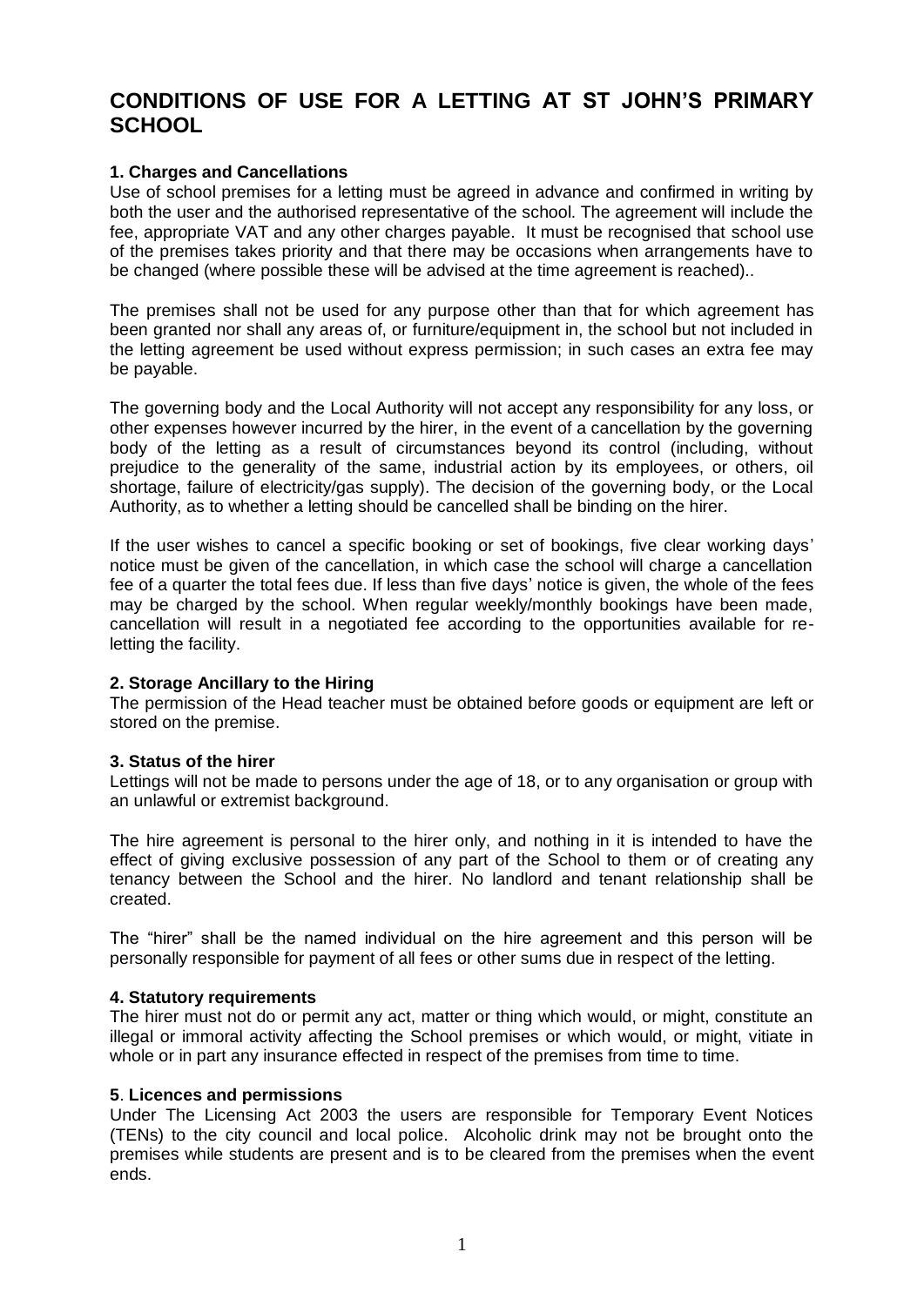# CONDITIONS OF USE FOR A LETTING AT ST JOHN'S PRIMARY SCHOOL

**1. Charges and Cancellations**

Use of school premises for a letting must be agreed in advance and confirmed in writing by both the user and the authorised representative of the school. The agreement will include the fee, appropriate VAT and any other charges payable. It must be recognised that school use of the premises takes priority and that there may be occasions when arrangements have to be changed (where possible these will be advised at the time agreement is reached)..

The premises shall not be used for any purpose other than that for which agreement has been granted nor shall any areas of, or furniture/equipment in, the school but not included in the letting agreement be used without express permission; in such cases an extra fee may be payable.

The governing body and the Local Authority will not accept any responsibility for any loss, or other expenses however incurred by the hirer, in the event of a cancellation by the governing body of the letting as a result of circumstances beyond its control (including, without prejudice to the generality of the same, industrial action by its employees, or others, oil shortage, failure of electricity/gas supply). The decision of the governing body, or the Local Authority, as to whether a letting should be cancelled shall be binding on the hirer.

If the user wishes to cancel a specific booking or set of bookings, five clear working days' notice must be given of the cancellation, in which case the school will charge a cancellation fee of a quarter the total fees due. If less than five days' notice is given, the whole of the fees may be charged by the school. When regular weekly/monthly bookings have been made, cancellation will result in a negotiated fee according to the opportunities available for re-letting the facility.

**2. Storage Ancillary to the Hiring**

The permission of the Head teacher must be obtained before goods or equipment are left or stored on the premise.

**3. Status of the hirer**

Lettings will not be made to persons under the age of 18, or to any organisation or group with an unlawful or extremist background.

The hire agreement is personal to the hirer only, and nothing in it is intended to have the effect of giving exclusive possession of any part of the School to them or of creating any tenancy between the School and the hirer. No landlord and tenant relationship shall be created.

The "hirer" shall be the named individual on the hire agreement and this person will be personally responsible for payment of all fees or other sums due in respect of the letting.

**4. Statutory requirements**

The hirer must not do or permit any act, matter or thing which would, or might, constitute an illegal or immoral activity affecting the School premises or which would, or might, vitiate in whole or in part any insurance effected in respect of the premises from time to time.

**5. Licences and permissions**

Under The Licensing Act 2003 the users are responsible for Temporary Event Notices (TENs) to the city council and local police. Alcoholic drink may not be brought onto the premises while students are present and is to be cleared from the premises when the event ends.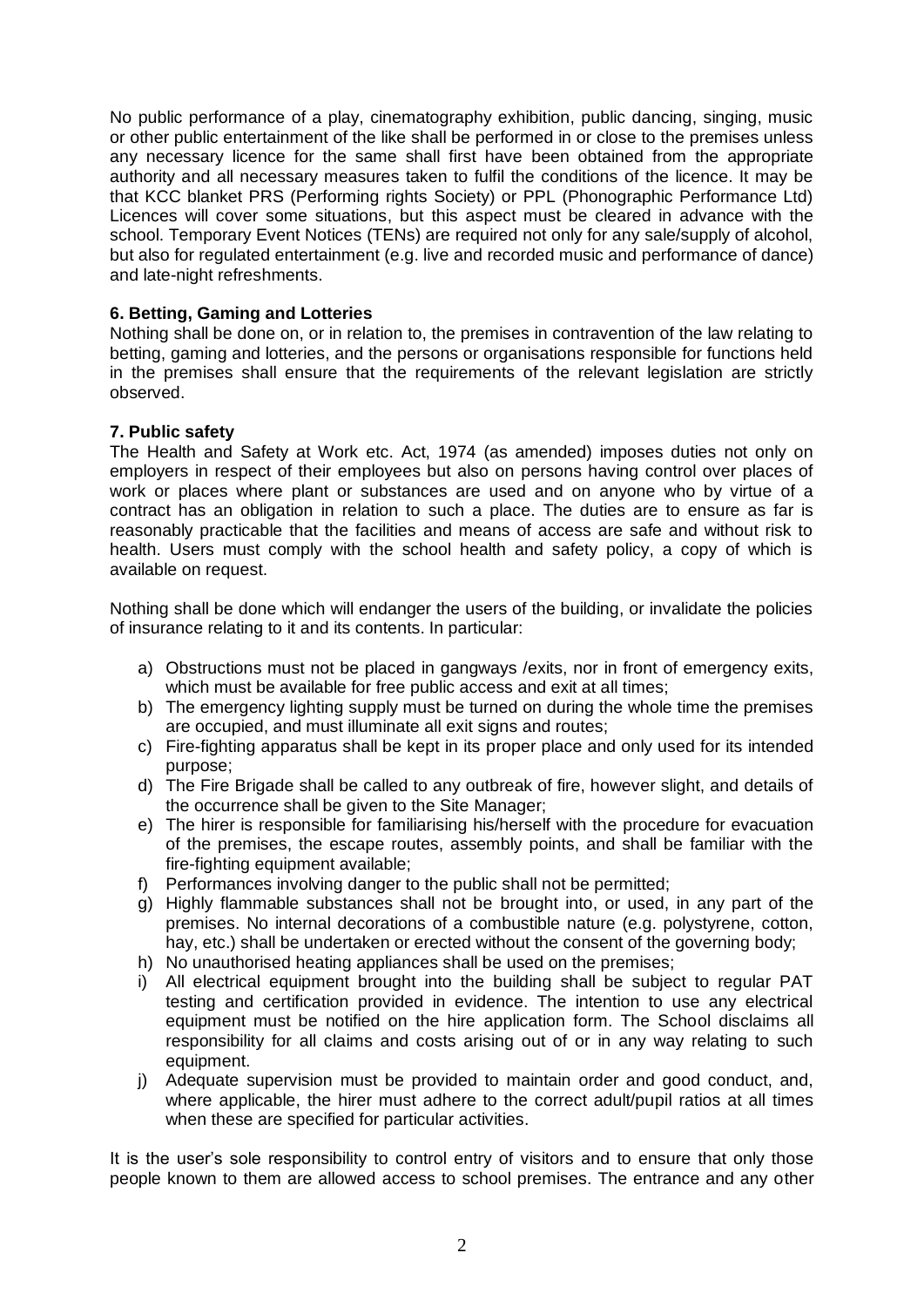No public performance of a play, cinematography exhibition, public dancing, singing, music or other public entertainment of the like shall be performed in or close to the premises unless any necessary licence for the same shall first have been obtained from the appropriate authority and all necessary measures taken to fulfil the conditions of the licence. It may be that KCC blanket PRS (Performing rights Society) or PPL (Phonographic Performance Ltd) Licences will cover some situations, but this aspect must be cleared in advance with the school. Temporary Event Notices (TENs) are required not only for any sale/supply of alcohol, but also for regulated entertainment (e.g. live and recorded music and performance of dance) and late-night refreshments.

**6. Betting, Gaming and Lotteries**

Nothing shall be done on, or in relation to, the premises in contravention of the law relating to betting, gaming and lotteries, and the persons or organisations responsible for functions held in the premises shall ensure that the requirements of the relevant legislation are strictly observed.

**7. Public safety**

The Health and Safety at Work etc. Act, 1974 (as amended) imposes duties not only on employers in respect of their employees but also on persons having control over places of work or places where plant or substances are used and on anyone who by virtue of a contract has an obligation in relation to such a place. The duties are to ensure as far is reasonably practicable that the facilities and means of access are safe and without risk to health. Users must comply with the school health and safety policy, a copy of which is available on request.

Nothing shall be done which will endanger the users of the building, or invalidate the policies of insurance relating to it and its contents. In particular:

a) Obstructions must not be placed in gangways /exits, nor in front of emergency exits, which must be available for free public access and exit at all times;
b) The emergency lighting supply must be turned on during the whole time the premises are occupied, and must illuminate all exit signs and routes;
c) Fire-fighting apparatus shall be kept in its proper place and only used for its intended purpose;
d) The Fire Brigade shall be called to any outbreak of fire, however slight, and details of the occurrence shall be given to the Site Manager;
e) The hirer is responsible for familiarising his/herself with the procedure for evacuation of the premises, the escape routes, assembly points, and shall be familiar with the fire-fighting equipment available;
f) Performances involving danger to the public shall not be permitted;
g) Highly flammable substances shall not be brought into, or used, in any part of the premises. No internal decorations of a combustible nature (e.g. polystyrene, cotton, hay, etc.) shall be undertaken or erected without the consent of the governing body;
h) No unauthorised heating appliances shall be used on the premises;
i) All electrical equipment brought into the building shall be subject to regular PAT testing and certification provided in evidence. The intention to use any electrical equipment must be notified on the hire application form. The School disclaims all responsibility for all claims and costs arising out of or in any way relating to such equipment.
j) Adequate supervision must be provided to maintain order and good conduct, and, where applicable, the hirer must adhere to the correct adult/pupil ratios at all times when these are specified for particular activities.

It is the user's sole responsibility to control entry of visitors and to ensure that only those people known to them are allowed access to school premises. The entrance and any other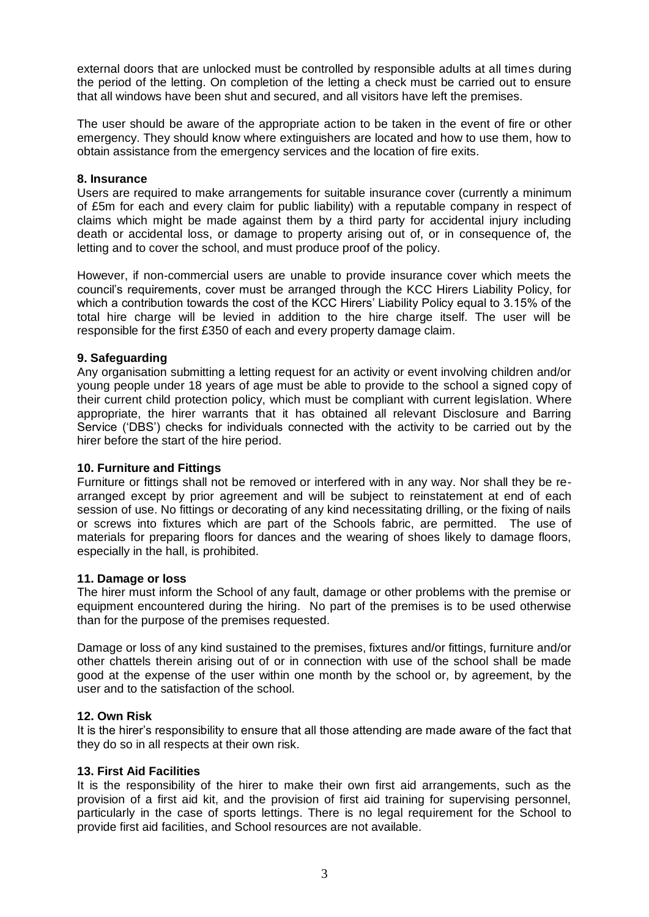external doors that are unlocked must be controlled by responsible adults at all times during the period of the letting. On completion of the letting a check must be carried out to ensure that all windows have been shut and secured, and all visitors have left the premises.

The user should be aware of the appropriate action to be taken in the event of fire or other emergency. They should know where extinguishers are located and how to use them, how to obtain assistance from the emergency services and the location of fire exits.

**8. Insurance**

Users are required to make arrangements for suitable insurance cover (currently a minimum of £5m for each and every claim for public liability) with a reputable company in respect of claims which might be made against them by a third party for accidental injury including death or accidental loss, or damage to property arising out of, or in consequence of, the letting and to cover the school, and must produce proof of the policy.

However, if non-commercial users are unable to provide insurance cover which meets the council's requirements, cover must be arranged through the KCC Hirers Liability Policy, for which a contribution towards the cost of the KCC Hirers' Liability Policy equal to 3.15% of the total hire charge will be levied in addition to the hire charge itself. The user will be responsible for the first £350 of each and every property damage claim.

**9. Safeguarding**

Any organisation submitting a letting request for an activity or event involving children and/or young people under 18 years of age must be able to provide to the school a signed copy of their current child protection policy, which must be compliant with current legislation. Where appropriate, the hirer warrants that it has obtained all relevant Disclosure and Barring Service ('DBS') checks for individuals connected with the activity to be carried out by the hirer before the start of the hire period.

**10. Furniture and Fittings**

Furniture or fittings shall not be removed or interfered with in any way. Nor shall they be re-arranged except by prior agreement and will be subject to reinstatement at end of each session of use. No fittings or decorating of any kind necessitating drilling, or the fixing of nails or screws into fixtures which are part of the Schools fabric, are permitted. The use of materials for preparing floors for dances and the wearing of shoes likely to damage floors, especially in the hall, is prohibited.

**11. Damage or loss**

The hirer must inform the School of any fault, damage or other problems with the premise or equipment encountered during the hiring. No part of the premises is to be used otherwise than for the purpose of the premises requested.

Damage or loss of any kind sustained to the premises, fixtures and/or fittings, furniture and/or other chattels therein arising out of or in connection with use of the school shall be made good at the expense of the user within one month by the school or, by agreement, by the user and to the satisfaction of the school.

**12. Own Risk**

It is the hirer's responsibility to ensure that all those attending are made aware of the fact that they do so in all respects at their own risk.

**13. First Aid Facilities**

It is the responsibility of the hirer to make their own first aid arrangements, such as the provision of a first aid kit, and the provision of first aid training for supervising personnel, particularly in the case of sports lettings. There is no legal requirement for the School to provide first aid facilities, and School resources are not available.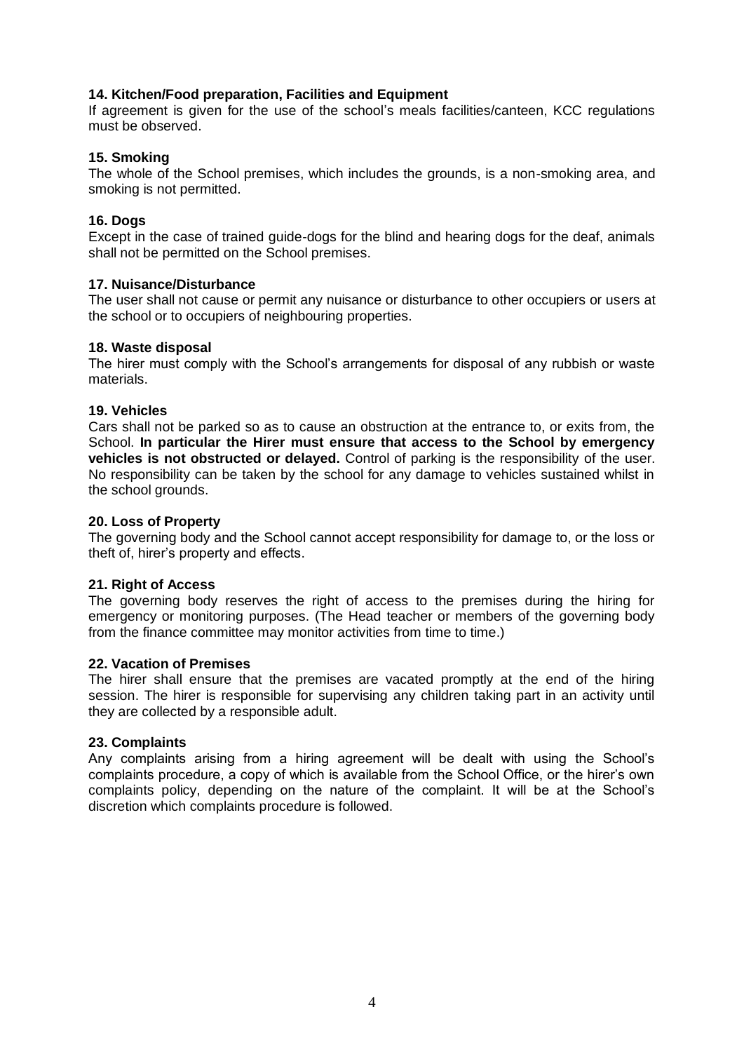**14. Kitchen/Food preparation, Facilities and Equipment**

If agreement is given for the use of the school's meals facilities/canteen, KCC regulations must be observed.

**15. Smoking**

The whole of the School premises, which includes the grounds, is a non-smoking area, and smoking is not permitted.

**16. Dogs**

Except in the case of trained guide-dogs for the blind and hearing dogs for the deaf, animals shall not be permitted on the School premises.

**17. Nuisance/Disturbance**

The user shall not cause or permit any nuisance or disturbance to other occupiers or users at the school or to occupiers of neighbouring properties.

**18. Waste disposal**

The hirer must comply with the School's arrangements for disposal of any rubbish or waste materials.

**19. Vehicles**

Cars shall not be parked so as to cause an obstruction at the entrance to, or exits from, the School. **In particular the Hirer must ensure that access to the School by emergency vehicles is not obstructed or delayed.** Control of parking is the responsibility of the user. No responsibility can be taken by the school for any damage to vehicles sustained whilst in the school grounds.

**20. Loss of Property**

The governing body and the School cannot accept responsibility for damage to, or the loss or theft of, hirer's property and effects.

**21. Right of Access**

The governing body reserves the right of access to the premises during the hiring for emergency or monitoring purposes. (The Head teacher or members of the governing body from the finance committee may monitor activities from time to time.)

**22. Vacation of Premises**

The hirer shall ensure that the premises are vacated promptly at the end of the hiring session. The hirer is responsible for supervising any children taking part in an activity until they are collected by a responsible adult.

**23. Complaints**

Any complaints arising from a hiring agreement will be dealt with using the School's complaints procedure, a copy of which is available from the School Office, or the hirer's own complaints policy, depending on the nature of the complaint. It will be at the School's discretion which complaints procedure is followed.